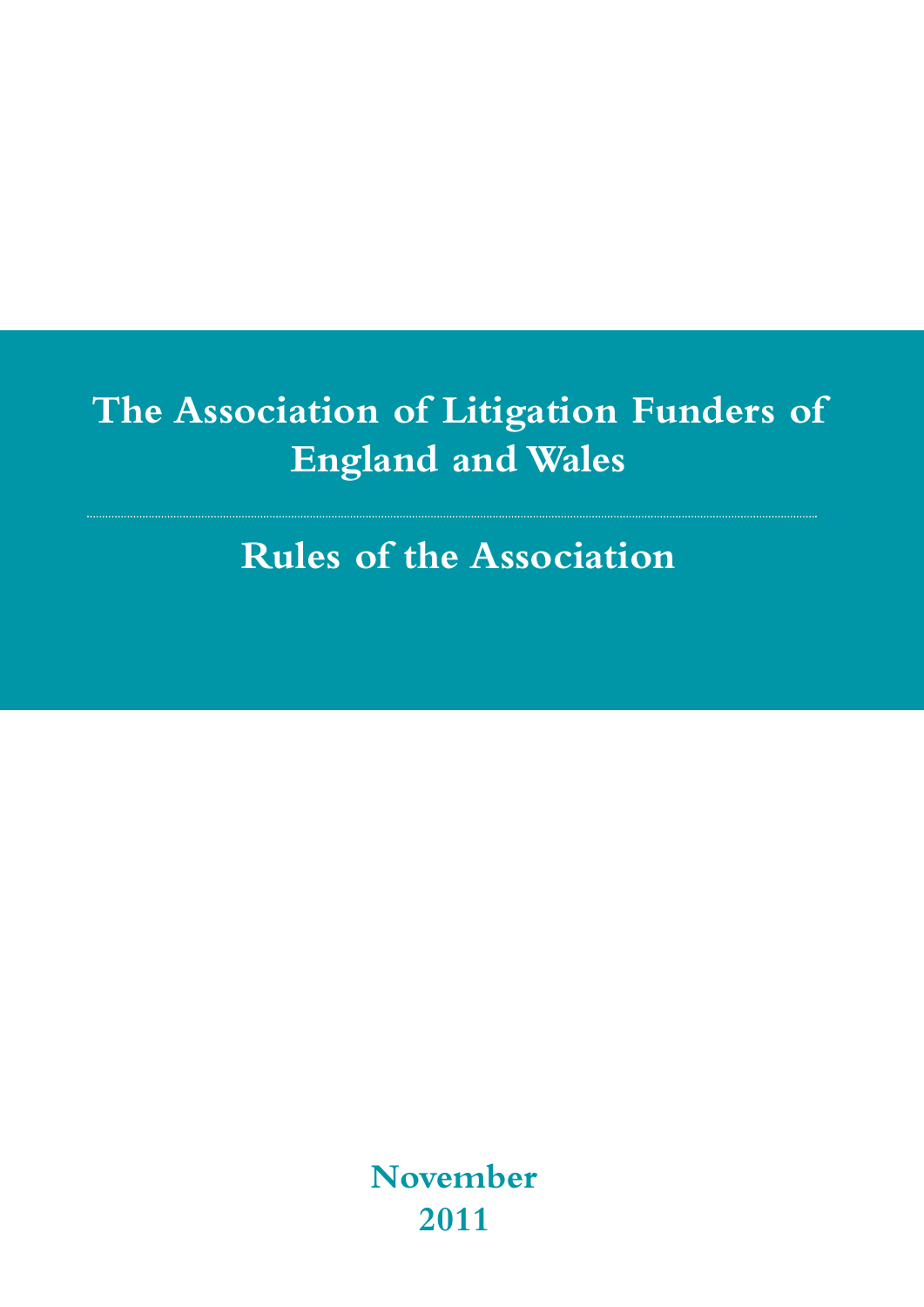# The Association of Litigation Funders of England and Wales

## Rules of the Association

**November 2011**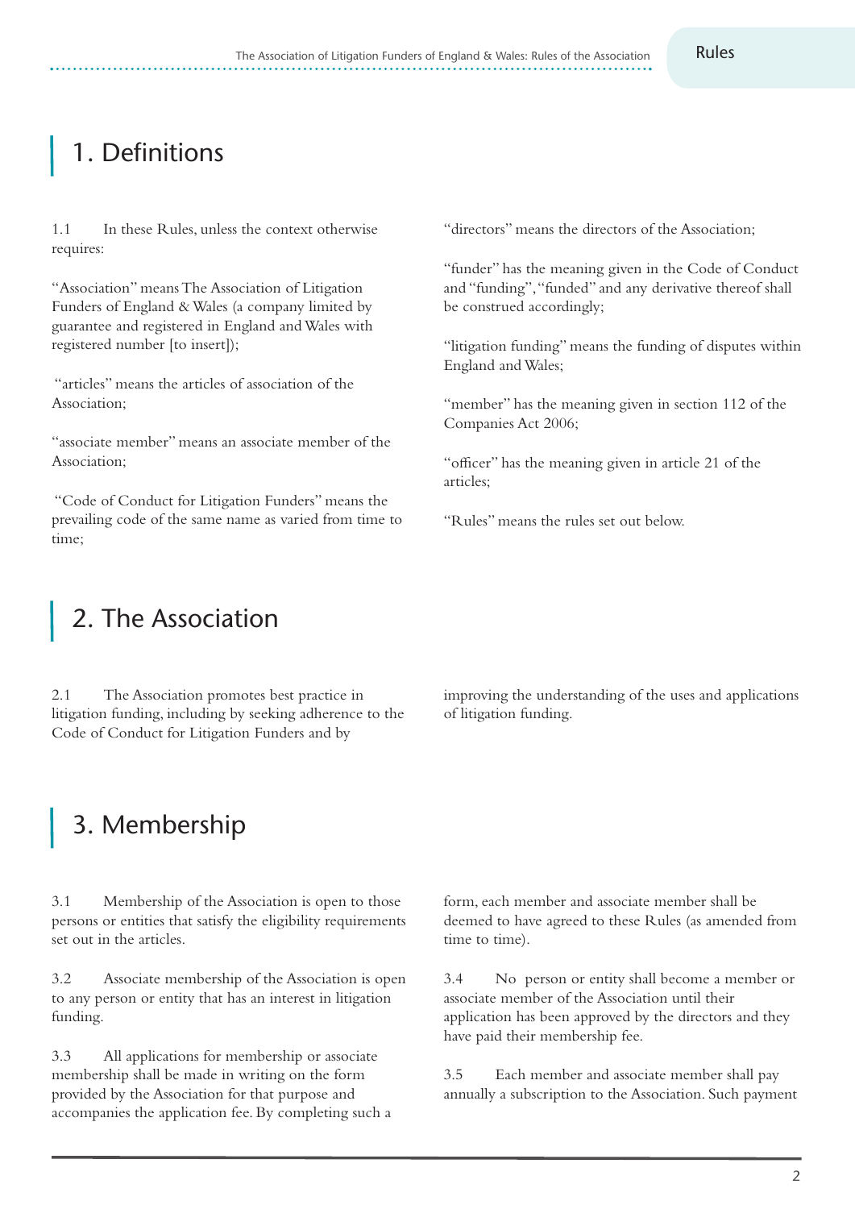# 1. Definitions

1.1 In these Rules, unless the context otherwise requires:

"Association" means The Association of Litigation Funders of England & Wales (a company limited by guarantee and registered in England and Wales with registered number [to insert]);

"articles" means the articles of association of the Association;

"associate member" means an associate member of the Association;

"Code of Conduct for Litigation Funders" means the prevailing code of the same name as varied from time to time;

"directors" means the directors of the Association;

"funder" has the meaning given in the Code of Conduct and "funding", "funded" and any derivative thereof shall be construed accordingly;

"litigation funding" means the funding of disputes within England and Wales;

"member" has the meaning given in section 112 of the Companies Act 2006;

"officer" has the meaning given in article 21 of the articles;

"Rules" means the rules set out below.

# 2. The Association

2.1 The Association promotes best practice in litigation funding, including by seeking adherence to the Code of Conduct for Litigation Funders and by improving the understanding of the uses and applications of litigation funding.

# 3. Membership

3.1 Membership of the Association is open to those persons or entities that satisfy the eligibility requirements set out in the articles.

3.2 Associate membership of the Association is open to any person or entity that has an interest in litigation funding.

3.3 All applications for membership or associate membership shall be made in writing on the form provided by the Association for that purpose and accompanies the application fee. By completing such a form, each member and associate member shall be deemed to have agreed to these Rules (as amended from time to time).

3.4 No person or entity shall become a member or associate member of the Association until their application has been approved by the directors and they have paid their membership fee.

3.5 Each member and associate member shall pay annually a subscription to the Association. Such payment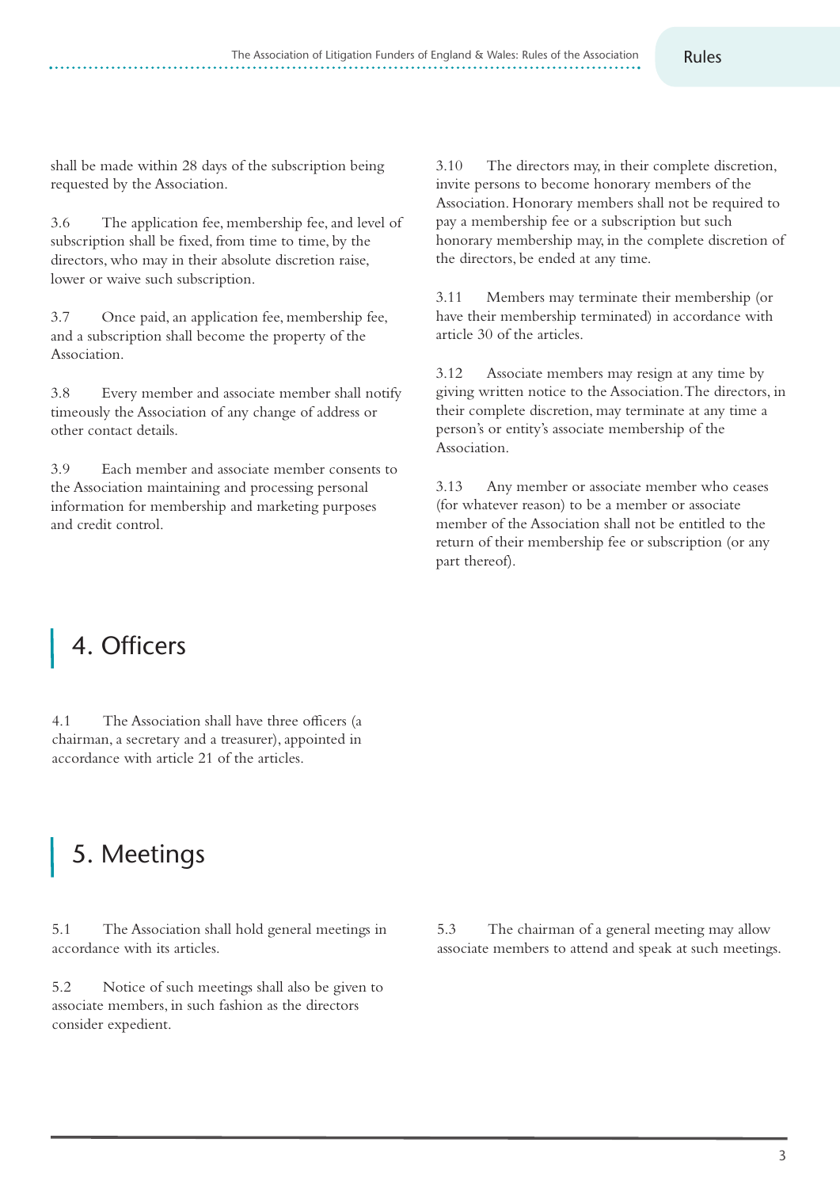shall be made within 28 days of the subscription being requested by the Association.

3.6 The application fee, membership fee, and level of subscription shall be fixed, from time to time, by the directors, who may in their absolute discretion raise, lower or waive such subscription.

3.7 Once paid, an application fee, membership fee, and a subscription shall become the property of the Association.

3.8 Every member and associate member shall notify timeously the Association of any change of address or other contact details.

3.9 Each member and associate member consents to the Association maintaining and processing personal information for membership and marketing purposes and credit control.

3.10 The directors may, in their complete discretion, invite persons to become honorary members of the Association. Honorary members shall not be required to pay a membership fee or a subscription but such honorary membership may, in the complete discretion of the directors, be ended at any time.

3.11 Members may terminate their membership (or have their membership terminated) in accordance with article 30 of the articles.

3.12 Associate members may resign at any time by giving written notice to the Association. The directors, in their complete discretion, may terminate at any time a person's or entity's associate membership of the Association.

3.13 Any member or associate member who ceases (for whatever reason) to be a member or associate member of the Association shall not be entitled to the return of their membership fee or subscription (or any part thereof).

# 4. Officers

4.1 The Association shall have three officers (a chairman, a secretary and a treasurer), appointed in accordance with article 21 of the articles.

# 5. Meetings

5.1 The Association shall hold general meetings in accordance with its articles.

5.2 Notice of such meetings shall also be given to associate members, in such fashion as the directors consider expedient.

5.3 The chairman of a general meeting may allow associate members to attend and speak at such meetings.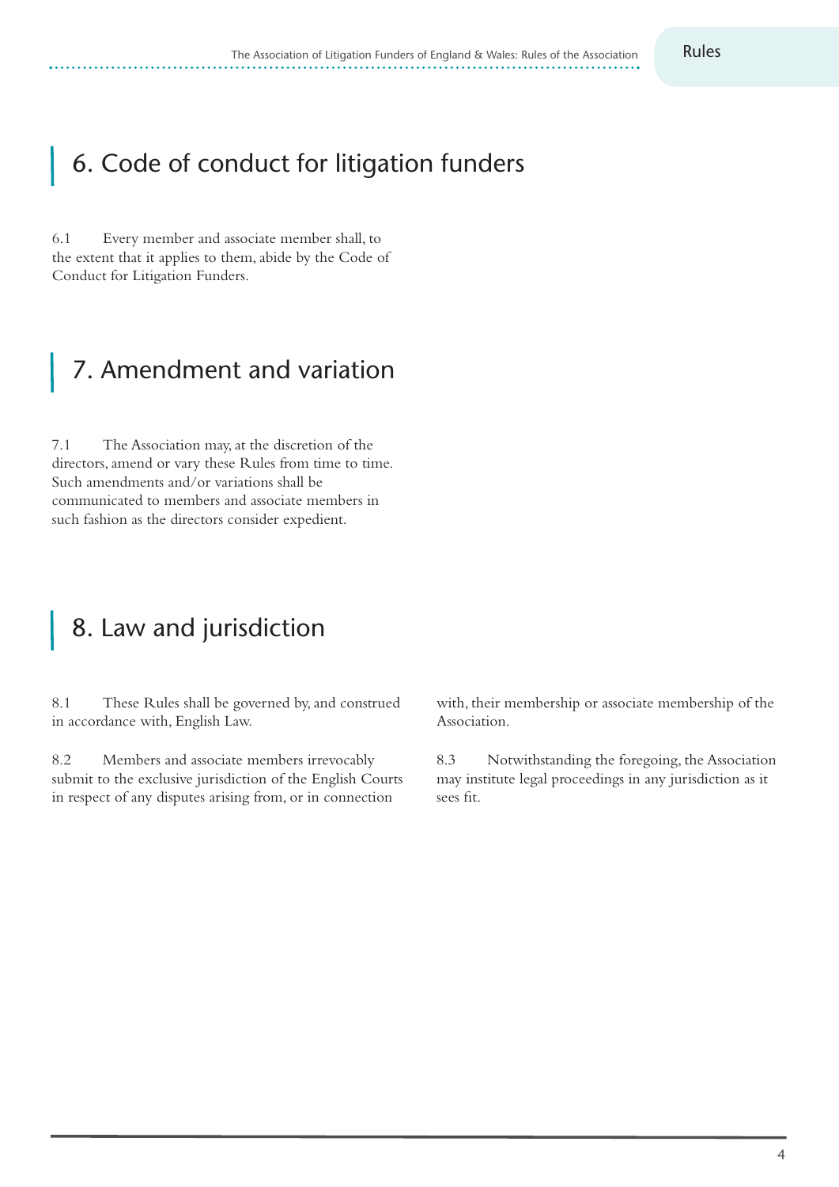## 6. Code of conduct for litigation funders

6.1 Every member and associate member shall, to the extent that it applies to them, abide by the Code of Conduct for Litigation Funders.

## 7. Amendment and variation

7.1 The Association may, at the discretion of the directors, amend or vary these Rules from time to time. Such amendments and/or variations shall be communicated to members and associate members in such fashion as the directors consider expedient.

## 8. Law and jurisdiction

8.1 These Rules shall be governed by, and construed in accordance with, English Law.

8.2 Members and associate members irrevocably submit to the exclusive jurisdiction of the English Courts in respect of any disputes arising from, or in connection with, their membership or associate membership of the Association.

8.3 Notwithstanding the foregoing, the Association may institute legal proceedings in any jurisdiction as it sees fit.